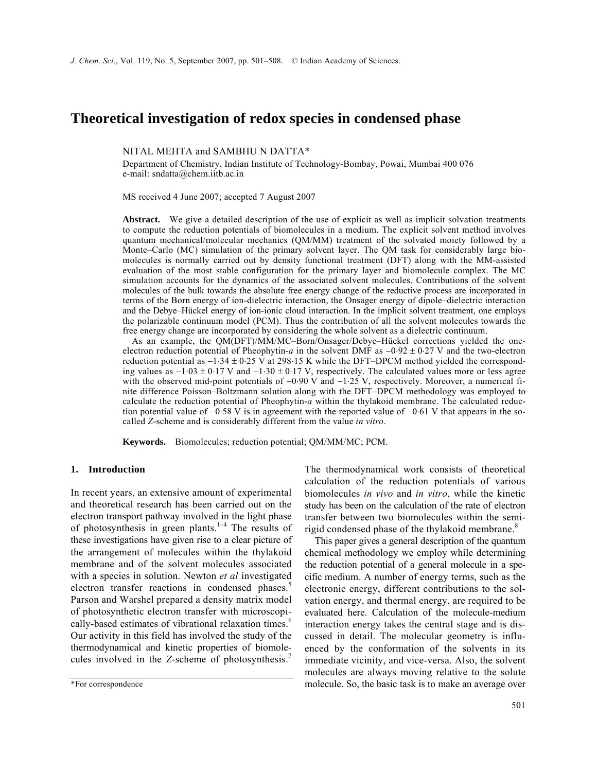# Theoretical investigation of redox species in condensed phase

NITAL MEHTA and SAMBHU N DATTA*

Department of Chemistry, Indian Institute of Technology-Bombay, Powai, Mumbai 400 076
e-mail: sndatta@chem.iitb.ac.in

MS received 4 June 2007; accepted 7 August 2007

**Abstract.** We give a detailed description of the use of explicit as well as implicit solvation treatments to compute the reduction potentials of biomolecules in a medium. The explicit solvent method involves quantum mechanical/molecular mechanics (QM/MM) treatment of the solvated moiety followed by a Monte–Carlo (MC) simulation of the primary solvent layer. The QM task for considerably large biomolecules is normally carried out by density functional treatment (DFT) along with the MM-assisted evaluation of the most stable configuration for the primary layer and biomolecule complex. The MC simulation accounts for the dynamics of the associated solvent molecules. Contributions of the solvent molecules of the bulk towards the absolute free energy change of the reductive process are incorporated in terms of the Born energy of ion-dielectric interaction, the Onsager energy of dipole–dielectric interaction and the Debye–Hückel energy of ion-ionic cloud interaction. In the implicit solvent treatment, one employs the polarizable continuum model (PCM). Thus the contribution of all the solvent molecules towards the free energy change are incorporated by considering the whole solvent as a dielectric continuum.

As an example, the QM(DFT)/MM/MC–Born/Onsager/Debye–Hückel corrections yielded the one-electron reduction potential of Pheophytin-*a* in the solvent DMF as $-0{\cdot}92 \pm 0{\cdot}27$ V and the two-electron reduction potential as $-1{\cdot}34 \pm 0{\cdot}25$ V at 298·15 K while the DFT–DPCM method yielded the corresponding values as $-1{\cdot}03 \pm 0{\cdot}17$ V and $-1{\cdot}30 \pm 0{\cdot}17$ V, respectively. The calculated values more or less agree with the observed mid-point potentials of $-0{\cdot}90$ V and $-1{\cdot}25$ V, respectively. Moreover, a numerical finite difference Poisson–Boltzmann solution along with the DFT–DPCM methodology was employed to calculate the reduction potential of Pheophytin-*a* within the thylakoid membrane. The calculated reduction potential value of $-0{\cdot}58$ V is in agreement with the reported value of $-0{\cdot}61$ V that appears in the so-called *Z*-scheme and is considerably different from the value *in vitro*.

**Keywords.** Biomolecules; reduction potential; QM/MM/MC; PCM.

## 1. Introduction

In recent years, an extensive amount of experimental and theoretical research has been carried out on the electron transport pathway involved in the light phase of photosynthesis in green plants.[1–4] The results of these investigations have given rise to a clear picture of the arrangement of molecules within the thylakoid membrane and of the solvent molecules associated with a species in solution. Newton *et al* investigated electron transfer reactions in condensed phases.[5] Parson and Warshel prepared a density matrix model of photosynthetic electron transfer with microscopically-based estimates of vibrational relaxation times.[6] Our activity in this field has involved the study of the thermodynamical and kinetic properties of biomolecules involved in the *Z*-scheme of photosynthesis.[7] The thermodynamical work consists of theoretical calculation of the reduction potentials of various biomolecules *in vivo* and *in vitro*, while the kinetic study has been on the calculation of the rate of electron transfer between two biomolecules within the semi-rigid condensed phase of the thylakoid membrane.[8]

This paper gives a general description of the quantum chemical methodology we employ while determining the reduction potential of a general molecule in a specific medium. A number of energy terms, such as the electronic energy, different contributions to the solvation energy, and thermal energy, are required to be evaluated here. Calculation of the molecule-medium interaction energy takes the central stage and is discussed in detail. The molecular geometry is influenced by the conformation of the solvents in its immediate vicinity, and vice-versa. Also, the solvent molecules are always moving relative to the solute molecule. So, the basic task is to make an average over

*For correspondence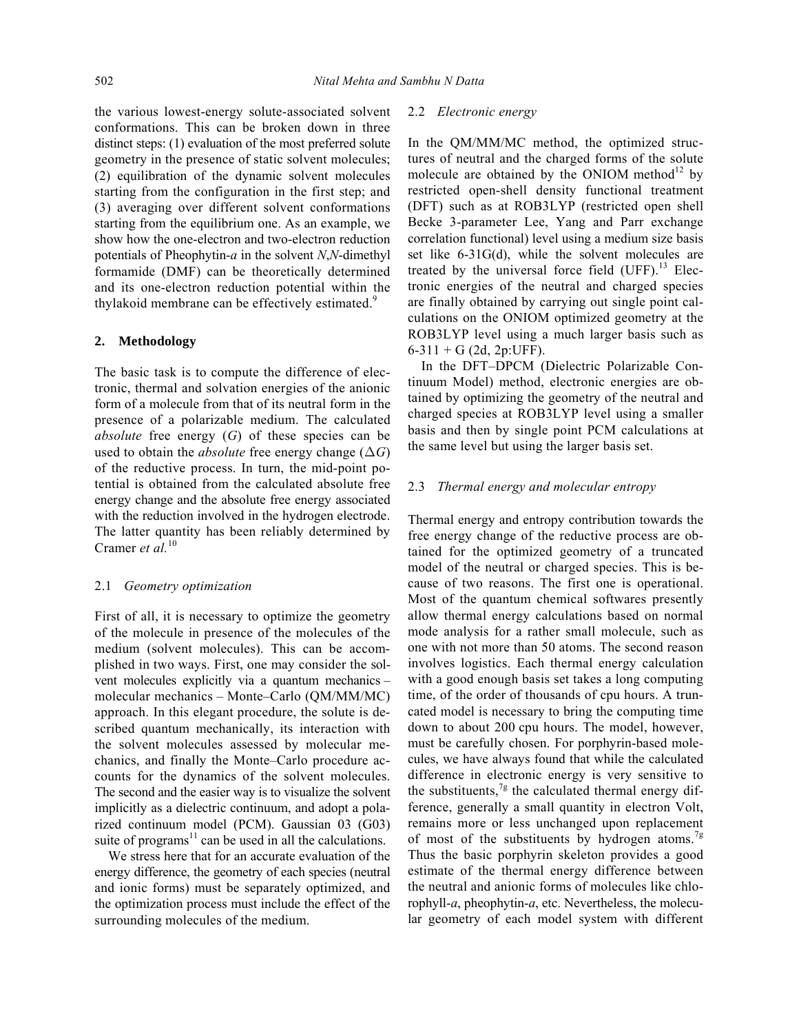the various lowest-energy solute-associated solvent conformations. This can be broken down in three distinct steps: (1) evaluation of the most preferred solute geometry in the presence of static solvent molecules; (2) equilibration of the dynamic solvent molecules starting from the configuration in the first step; and (3) averaging over different solvent conformations starting from the equilibrium one. As an example, we show how the one-electron and two-electron reduction potentials of Pheophytin-*a* in the solvent *N*,*N*-dimethyl formamide (DMF) can be theoretically determined and its one-electron reduction potential within the thylakoid membrane can be effectively estimated.[9]

## 2. Methodology

The basic task is to compute the difference of electronic, thermal and solvation energies of the anionic form of a molecule from that of its neutral form in the presence of a polarizable medium. The calculated *absolute* free energy ($G$) of these species can be used to obtain the *absolute* free energy change ($\Delta G$) of the reductive process. In turn, the mid-point potential is obtained from the calculated absolute free energy change and the absolute free energy associated with the reduction involved in the hydrogen electrode. The latter quantity has been reliably determined by Cramer *et al.*[10]

### 2.1 *Geometry optimization*

First of all, it is necessary to optimize the geometry of the molecule in presence of the molecules of the medium (solvent molecules). This can be accomplished in two ways. First, one may consider the solvent molecules explicitly via a quantum mechanics – molecular mechanics – Monte–Carlo (QM/MM/MC) approach. In this elegant procedure, the solute is described quantum mechanically, its interaction with the solvent molecules assessed by molecular mechanics, and finally the Monte–Carlo procedure accounts for the dynamics of the solvent molecules. The second and the easier way is to visualize the solvent implicitly as a dielectric continuum, and adopt a polarized continuum model (PCM). Gaussian 03 (G03) suite of programs[11] can be used in all the calculations.

We stress here that for an accurate evaluation of the energy difference, the geometry of each species (neutral and ionic forms) must be separately optimized, and the optimization process must include the effect of the surrounding molecules of the medium.

### 2.2 *Electronic energy*

In the QM/MM/MC method, the optimized structures of neutral and the charged forms of the solute molecule are obtained by the ONIOM method[12] by restricted open-shell density functional treatment (DFT) such as at ROB3LYP (restricted open shell Becke 3-parameter Lee, Yang and Parr exchange correlation functional) level using a medium size basis set like 6-31G(d), while the solvent molecules are treated by the universal force field (UFF).[13] Electronic energies of the neutral and charged species are finally obtained by carrying out single point calculations on the ONIOM optimized geometry at the ROB3LYP level using a much larger basis such as 6-311 + G (2d, 2p:UFF).

In the DFT–DPCM (Dielectric Polarizable Continuum Model) method, electronic energies are obtained by optimizing the geometry of the neutral and charged species at ROB3LYP level using a smaller basis and then by single point PCM calculations at the same level but using the larger basis set.

### 2.3 *Thermal energy and molecular entropy*

Thermal energy and entropy contribution towards the free energy change of the reductive process are obtained for the optimized geometry of a truncated model of the neutral or charged species. This is because of two reasons. The first one is operational. Most of the quantum chemical softwares presently allow thermal energy calculations based on normal mode analysis for a rather small molecule, such as one with not more than 50 atoms. The second reason involves logistics. Each thermal energy calculation with a good enough basis set takes a long computing time, of the order of thousands of cpu hours. A truncated model is necessary to bring the computing time down to about 200 cpu hours. The model, however, must be carefully chosen. For porphyrin-based molecules, we have always found that while the calculated difference in electronic energy is very sensitive to the substituents,[7g] the calculated thermal energy difference, generally a small quantity in electron Volt, remains more or less unchanged upon replacement of most of the substituents by hydrogen atoms.[7g] Thus the basic porphyrin skeleton provides a good estimate of the thermal energy difference between the neutral and anionic forms of molecules like chlorophyll-*a*, pheophytin-*a*, etc. Nevertheless, the molecular geometry of each model system with different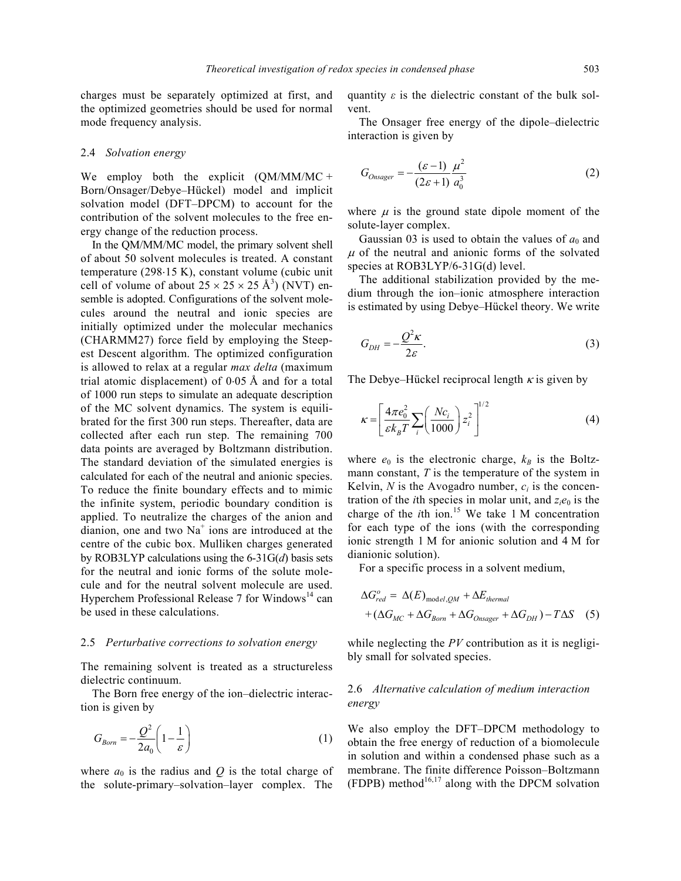charges must be separately optimized at first, and the optimized geometries should be used for normal mode frequency analysis.

### 2.4 *Solvation energy*

We employ both the explicit (QM/MM/MC + Born/Onsager/Debye–Hückel) model and implicit solvation model (DFT–DPCM) to account for the contribution of the solvent molecules to the free energy change of the reduction process.

In the QM/MM/MC model, the primary solvent shell of about 50 solvent molecules is treated. A constant temperature (298·15 K), constant volume (cubic unit cell of volume of about 25 × 25 × 25 Å$^3$) (NVT) ensemble is adopted. Configurations of the solvent molecules around the neutral and ionic species are initially optimized under the molecular mechanics (CHARMM27) force field by employing the Steepest Descent algorithm. The optimized configuration is allowed to relax at a regular *max delta* (maximum trial atomic displacement) of 0·05 Å and for a total of 1000 run steps to simulate an adequate description of the MC solvent dynamics. The system is equilibrated for the first 300 run steps. Thereafter, data are collected after each run step. The remaining 700 data points are averaged by Boltzmann distribution. The standard deviation of the simulated energies is calculated for each of the neutral and anionic species. To reduce the finite boundary effects and to mimic the infinite system, periodic boundary condition is applied. To neutralize the charges of the anion and dianion, one and two $Na^+$ ions are introduced at the centre of the cubic box. Mulliken charges generated by ROB3LYP calculations using the 6-31G(*d*) basis sets for the neutral and ionic forms of the solute molecule and for the neutral solvent molecule are used. Hyperchem Professional Release 7 for Windows[14] can be used in these calculations.

### 2.5 *Perturbative corrections to solvation energy*

The remaining solvent is treated as a structureless dielectric continuum.

The Born free energy of the ion–dielectric interaction is given by

$$G_{Born} = -\frac{Q^2}{2a_0}\left(1 - \frac{1}{\varepsilon}\right) \tag{1}$$

where $a_0$ is the radius and $Q$ is the total charge of the solute-primary–solvation–layer complex. The quantity $\varepsilon$ is the dielectric constant of the bulk solvent.

The Onsager free energy of the dipole–dielectric interaction is given by

$$G_{Onsager} = -\frac{(\varepsilon - 1)}{(2\varepsilon + 1)}\frac{\mu^2}{a_0^3} \tag{2}$$

where $\mu$ is the ground state dipole moment of the solute-layer complex.

Gaussian 03 is used to obtain the values of $a_0$ and $\mu$ of the neutral and anionic forms of the solvated species at ROB3LYP/6-31G(d) level.

The additional stabilization provided by the medium through the ion–ionic atmosphere interaction is estimated by using Debye–Hückel theory. We write

$$G_{DH} = -\frac{Q^2\kappa}{2\varepsilon}. \tag{3}$$

The Debye–Hückel reciprocal length $\kappa$ is given by

$$\kappa = \left[\frac{4\pi e_0^2}{\varepsilon k_B T}\sum_i \left(\frac{Nc_i}{1000}\right) z_i^2\right]^{1/2} \tag{4}$$

where $e_0$ is the electronic charge, $k_B$ is the Boltzmann constant, $T$ is the temperature of the system in Kelvin, $N$ is the Avogadro number, $c_i$ is the concentration of the $i$th species in molar unit, and $z_i e_0$ is the charge of the $i$th ion.[15] We take 1 M concentration for each type of the ions (with the corresponding ionic strength 1 M for anionic solution and 4 M for dianionic solution).

For a specific process in a solvent medium,

$$\Delta G^o_{red} = \Delta(E)_{model,QM} + \Delta E_{thermal} + (\Delta G_{MC} + \Delta G_{Born} + \Delta G_{Onsager} + \Delta G_{DH}) - T\Delta S \tag{5}$$

while neglecting the *PV* contribution as it is negligibly small for solvated species.

### 2.6 *Alternative calculation of medium interaction energy*

We also employ the DFT–DPCM methodology to obtain the free energy of reduction of a biomolecule in solution and within a condensed phase such as a membrane. The finite difference Poisson–Boltzmann (FDPB) method[16,17] along with the DPCM solvation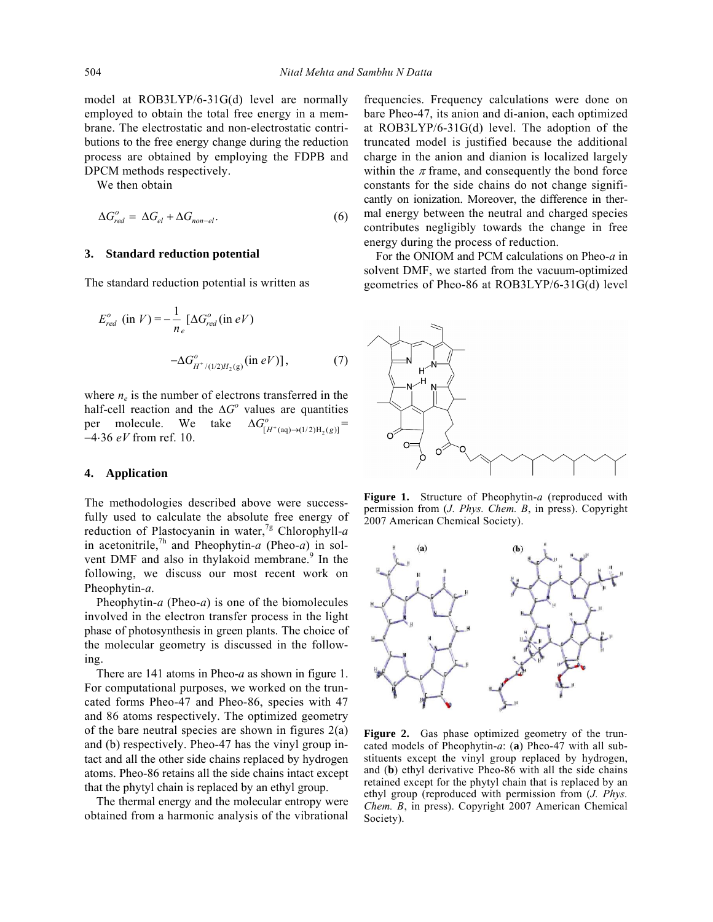model at ROB3LYP/6-31G(d) level are normally employed to obtain the total free energy in a membrane. The electrostatic and non-electrostatic contributions to the free energy change during the reduction process are obtained by employing the FDPB and DPCM methods respectively.

We then obtain

$$\Delta G^o_{red} = \Delta G_{el} + \Delta G_{non-el}. \quad (6)$$

### 3. Standard reduction potential

The standard reduction potential is written as

$$E^o_{red} \text{ (in } V) = -\frac{1}{n_e} [\Delta G^o_{red} \text{(in } eV) - \Delta G^o_{H^+/(1/2)H_2(g)} \text{(in } eV)], \quad (7)$$

where $n_e$ is the number of electrons transferred in the half-cell reaction and the $\Delta G^o$ values are quantities per molecule. We take $\Delta G^o_{[H^+(aq) \rightarrow (1/2)H_2(g)]} = -4.36\ eV$ from ref. 10.

### 4. Application

The methodologies described above were successfully used to calculate the absolute free energy of reduction of Plastocyanin in water,[7g] Chlorophyll-*a* in acetonitrile,[7h] and Pheophytin-*a* (Pheo-*a*) in solvent DMF and also in thylakoid membrane.[9] In the following, we discuss our most recent work on Pheophytin-*a*.

Pheophytin-*a* (Pheo-*a*) is one of the biomolecules involved in the electron transfer process in the light phase of photosynthesis in green plants. The choice of the molecular geometry is discussed in the following.

There are 141 atoms in Pheo-*a* as shown in figure 1. For computational purposes, we worked on the truncated forms Pheo-47 and Pheo-86, species with 47 and 86 atoms respectively. The optimized geometry of the bare neutral species are shown in figures 2(a) and (b) respectively. Pheo-47 has the vinyl group intact and all the other side chains replaced by hydrogen atoms. Pheo-86 retains all the side chains intact except that the phytyl chain is replaced by an ethyl group.

The thermal energy and the molecular entropy were obtained from a harmonic analysis of the vibrational frequencies. Frequency calculations were done on bare Pheo-47, its anion and di-anion, each optimized at ROB3LYP/6-31G(d) level. The adoption of the truncated model is justified because the additional charge in the anion and dianion is localized largely within the $\pi$ frame, and consequently the bond force constants for the side chains do not change significantly on ionization. Moreover, the difference in thermal energy between the neutral and charged species contributes negligibly towards the change in free energy during the process of reduction.

For the ONIOM and PCM calculations on Pheo-*a* in solvent DMF, we started from the vacuum-optimized geometries of Pheo-86 at ROB3LYP/6-31G(d) level

**Figure 1.** Structure of Pheophytin-*a* (reproduced with permission from (*J. Phys. Chem. B*, in press). Copyright 2007 American Chemical Society).

**Figure 2.** Gas phase optimized geometry of the truncated models of Pheophytin-*a*: (**a**) Pheo-47 with all substituents except the vinyl group replaced by hydrogen, and (**b**) ethyl derivative Pheo-86 with all the side chains retained except for the phytyl chain that is replaced by an ethyl group (reproduced with permission from (*J. Phys. Chem. B*, in press). Copyright 2007 American Chemical Society).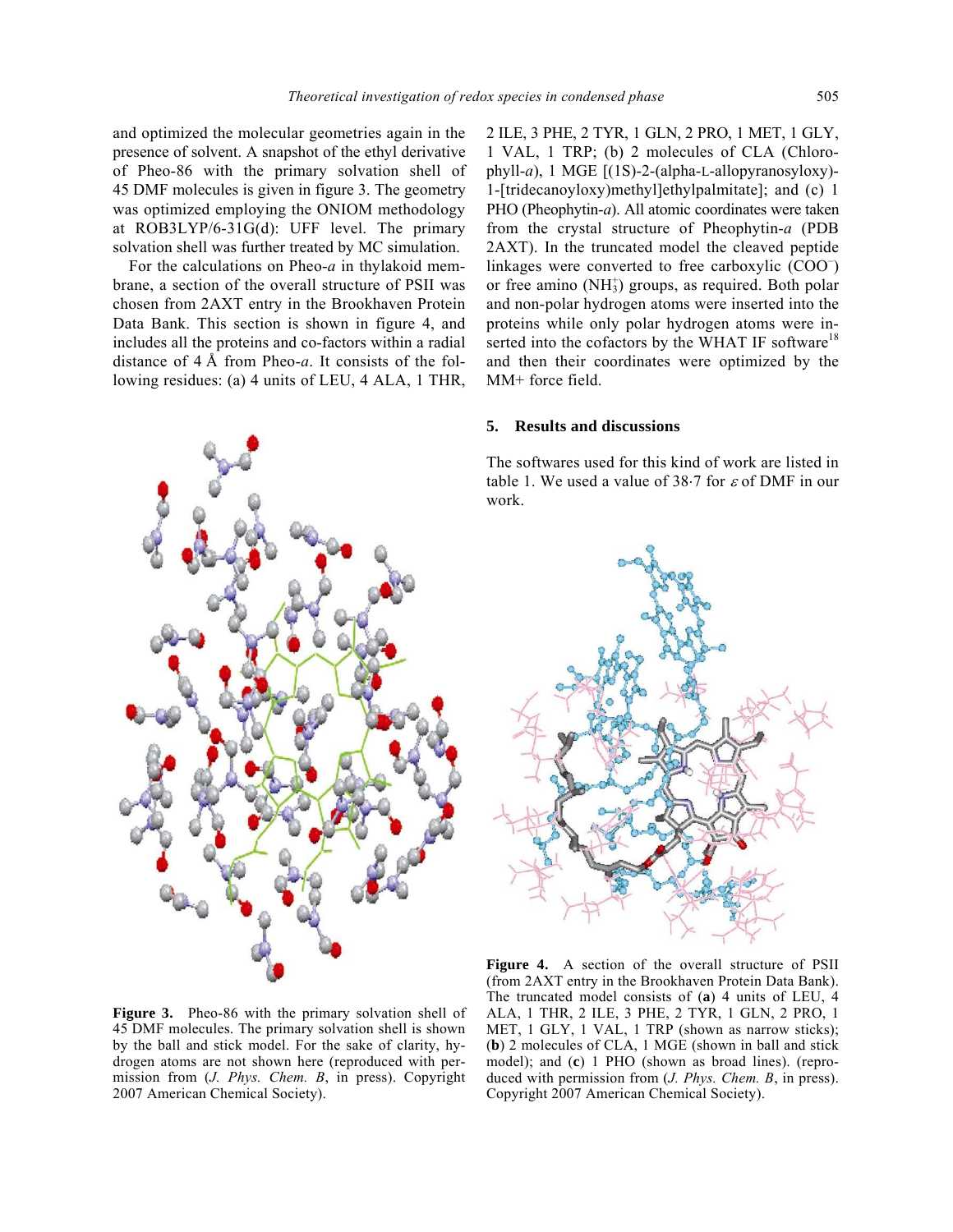and optimized the molecular geometries again in the presence of solvent. A snapshot of the ethyl derivative of Pheo-86 with the primary solvation shell of 45 DMF molecules is given in figure 3. The geometry was optimized employing the ONIOM methodology at ROB3LYP/6-31G(d): UFF level. The primary solvation shell was further treated by MC simulation.

For the calculations on Pheo-*a* in thylakoid membrane, a section of the overall structure of PSII was chosen from 2AXT entry in the Brookhaven Protein Data Bank. This section is shown in figure 4, and includes all the proteins and co-factors within a radial distance of 4 Å from Pheo-*a*. It consists of the following residues: (a) 4 units of LEU, 4 ALA, 1 THR, 2 ILE, 3 PHE, 2 TYR, 1 GLN, 2 PRO, 1 MET, 1 GLY, 1 VAL, 1 TRP; (b) 2 molecules of CLA (Chlorophyll-*a*), 1 MGE [(1S)-2-(alpha-L-allopyranosyloxy)-1-[tridecanoyloxy)methyl]ethylpalmitate]; and (c) 1 PHO (Pheophytin-*a*). All atomic coordinates were taken from the crystal structure of Pheophytin-*a* (PDB 2AXT). In the truncated model the cleaved peptide linkages were converted to free carboxylic ($COO^-$) or free amino ($NH_3^+$) groups, as required. Both polar and non-polar hydrogen atoms were inserted into the proteins while only polar hydrogen atoms were inserted into the cofactors by the WHAT IF software[18] and then their coordinates were optimized by the MM+ force field.

**Figure 3.** Pheo-86 with the primary solvation shell of 45 DMF molecules. The primary solvation shell is shown by the ball and stick model. For the sake of clarity, hydrogen atoms are not shown here (reproduced with permission from (*J. Phys. Chem. B*, in press). Copyright 2007 American Chemical Society).

## 5. Results and discussions

The softwares used for this kind of work are listed in table 1. We used a value of 38·7 for $\varepsilon$ of DMF in our work.

**Figure 4.** A section of the overall structure of PSII (from 2AXT entry in the Brookhaven Protein Data Bank). The truncated model consists of (**a**) 4 units of LEU, 4 ALA, 1 THR, 2 ILE, 3 PHE, 2 TYR, 1 GLN, 2 PRO, 1 MET, 1 GLY, 1 VAL, 1 TRP (shown as narrow sticks); (**b**) 2 molecules of CLA, 1 MGE (shown in ball and stick model); and (**c**) 1 PHO (shown as broad lines). (reproduced with permission from (*J. Phys. Chem. B*, in press). Copyright 2007 American Chemical Society).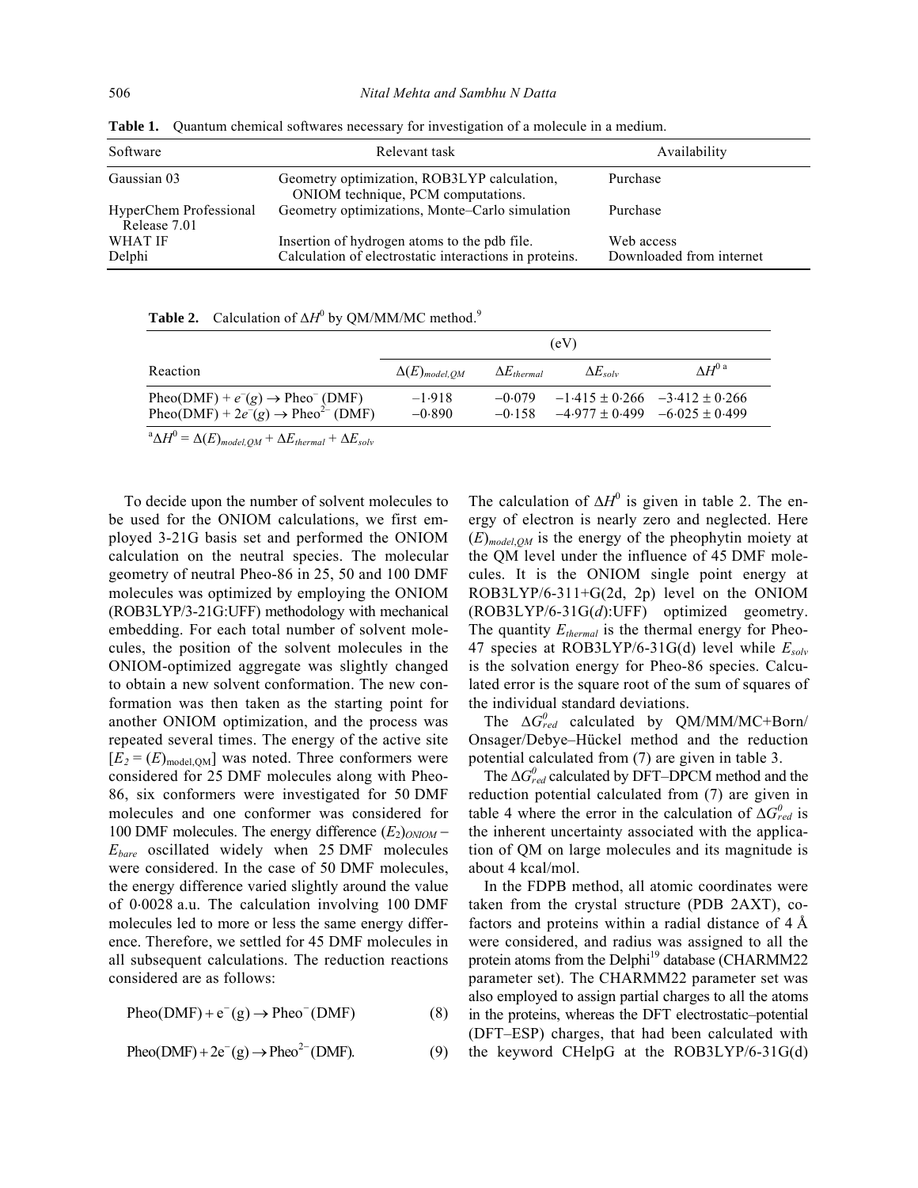**Table 1.** Quantum chemical softwares necessary for investigation of a molecule in a medium.

| Software | Relevant task | Availability |
|---|---|---|
| Gaussian 03 | Geometry optimization, ROB3LYP calculation, ONIOM technique, PCM computations. | Purchase |
| HyperChem Professional Release 7.01 | Geometry optimizations, Monte–Carlo simulation | Purchase |
| WHAT IF | Insertion of hydrogen atoms to the pdb file. | Web access |
| Delphi | Calculation of electrostatic interactions in proteins. | Downloaded from internet |

**Table 2.** Calculation of $\Delta H^0$ by QM/MM/MC method.[9]

| Reaction | (eV) | | | |
|---|---|---|---|---|
| | $\Delta(E)_{model,QM}$ | $\Delta E_{thermal}$ | $\Delta E_{solv}$ | $\Delta H^{0\,a}$ |
| $\text{Pheo(DMF)} + e^-(g) \rightarrow \text{Pheo}^-\text{(DMF)}$ | −1·918 | −0·079 | −1·415 ± 0·266 | −3·412 ± 0·266 |
| $\text{Pheo(DMF)} + 2e^-(g) \rightarrow \text{Pheo}^{2-}\text{(DMF)}$ | −0·890 | −0·158 | −4·977 ± 0·499 | −6·025 ± 0·499 |

[a] $\Delta H^0 = \Delta(E)_{model,QM} + \Delta E_{thermal} + \Delta E_{solv}$

To decide upon the number of solvent molecules to be used for the ONIOM calculations, we first employed 3-21G basis set and performed the ONIOM calculation on the neutral species. The molecular geometry of neutral Pheo-86 in 25, 50 and 100 DMF molecules was optimized by employing the ONIOM (ROB3LYP/3-21G:UFF) methodology with mechanical embedding. For each total number of solvent molecules, the position of the solvent molecules in the ONIOM-optimized aggregate was slightly changed to obtain a new solvent conformation. The new conformation was then taken as the starting point for another ONIOM optimization, and the process was repeated several times. The energy of the active site [$E_2 = (E)_{\text{model,QM}}$] was noted. Three conformers were considered for 25 DMF molecules along with Pheo-86, six conformers were investigated for 50 DMF molecules and one conformer was considered for 100 DMF molecules. The energy difference $(E_2)_{ONIOM} - E_{bare}$ oscillated widely when 25 DMF molecules were considered. In the case of 50 DMF molecules, the energy difference varied slightly around the value of 0·0028 a.u. The calculation involving 100 DMF molecules led to more or less the same energy difference. Therefore, we settled for 45 DMF molecules in all subsequent calculations. The reduction reactions considered are as follows:

$$\text{Pheo(DMF)} + e^-(g) \rightarrow \text{Pheo}^-\text{(DMF)} \tag{8}$$

$$\text{Pheo(DMF)} + 2e^-(g) \rightarrow \text{Pheo}^{2-}\text{(DMF)}. \tag{9}$$

The calculation of $\Delta H^0$ is given in table 2. The energy of electron is nearly zero and neglected. Here $(E)_{model,QM}$ is the energy of the pheophytin moiety at the QM level under the influence of 45 DMF molecules. It is the ONIOM single point energy at ROB3LYP/6-311+G(2d, 2p) level on the ONIOM (ROB3LYP/6-31G(*d*):UFF) optimized geometry. The quantity $E_{thermal}$ is the thermal energy for Pheo-47 species at ROB3LYP/6-31G(d) level while $E_{solv}$ is the solvation energy for Pheo-86 species. Calculated error is the square root of the sum of squares of the individual standard deviations.

The $\Delta G^0_{red}$ calculated by QM/MM/MC+Born/Onsager/Debye–Hückel method and the reduction potential calculated from (7) are given in table 3.

The $\Delta G^0_{red}$ calculated by DFT–DPCM method and the reduction potential calculated from (7) are given in table 4 where the error in the calculation of $\Delta G^0_{red}$ is the inherent uncertainty associated with the application of QM on large molecules and its magnitude is about 4 kcal/mol.

In the FDPB method, all atomic coordinates were taken from the crystal structure (PDB 2AXT), cofactors and proteins within a radial distance of 4 Å were considered, and radius was assigned to all the protein atoms from the Delphi[19] database (CHARMM22 parameter set). The CHARMM22 parameter set was also employed to assign partial charges to all the atoms in the proteins, whereas the DFT electrostatic–potential (DFT–ESP) charges, that had been calculated with the keyword CHelpG at the ROB3LYP/6-31G(d)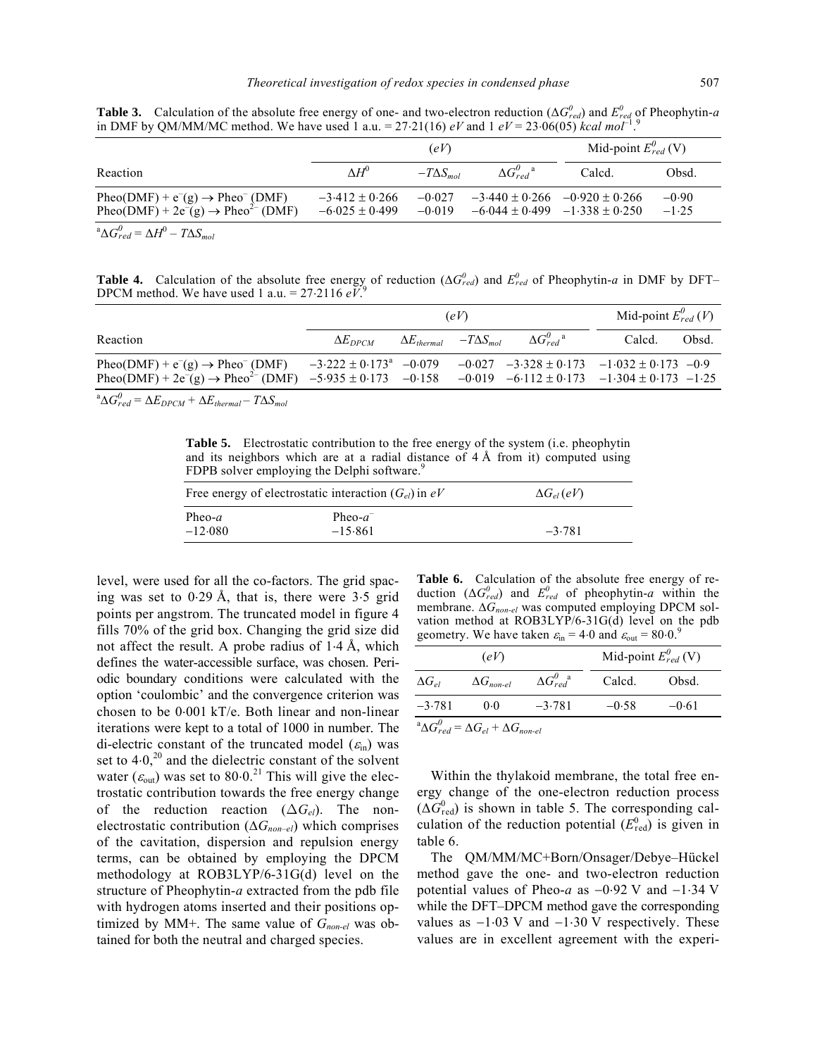**Table 3.** Calculation of the absolute free energy of one- and two-electron reduction ($\Delta G^0_{red}$) and $E^0_{red}$ of Pheophytin-*a* in DMF by QM/MM/MC method. We have used 1 a.u. = 27·21(16) *eV* and 1 *eV* = 23·06(05) *kcal mol*$^{-1}$.[9]

| Reaction | ($eV$) | | | Mid-point $E^0_{red}$ (V) | |
|---|---|---|---|---|---|
| | $\Delta H^0$ | $-T\Delta S_{mol}$ | $\Delta G^0_{red}$ [a] | Calcd. | Obsd. |
| Pheo(DMF) + $e^-$(g) → $Pheo^-$ (DMF) | −3·412 ± 0·266 | −0·027 | −3·440 ± 0·266 | −0·920 ± 0·266 | −0·90 |
| Pheo(DMF) + $2e^-$(g) → $Pheo^{2-}$ (DMF) | −6·025 ± 0·499 | −0·019 | −6·044 ± 0·499 | −1·338 ± 0·250 | −1·25 |

[a] $\Delta G^0_{red} = \Delta H^0 - T\Delta S_{mol}$

**Table 4.** Calculation of the absolute free energy of reduction ($\Delta G^0_{red}$) and $E^0_{red}$ of Pheophytin-*a* in DMF by DFT–DPCM method. We have used 1 a.u. = 27·2116 *eV*.[9]

| Reaction | ($eV$) | | | | Mid-point $E^0_{red}$ ($V$) | |
|---|---|---|---|---|---|---|
| | $\Delta E_{DPCM}$ | $\Delta E_{thermal}$ | $-T\Delta S_{mol}$ | $\Delta G^0_{red}$ [a] | Calcd. | Obsd. |
| Pheo(DMF) + $e^-$(g) → $Pheo^-$ (DMF) | −3·222 ± 0·173[a] | −0·079 | −0·027 | −3·328 ± 0·173 | −1·032 ± 0·173 | −0·9 |
| Pheo(DMF) + $2e^-$(g) → $Pheo^{2-}$ (DMF) | −5·935 ± 0·173 | −0·158 | −0·019 | −6·112 ± 0·173 | −1·304 ± 0·173 | −1·25 |

[a] $\Delta G^0_{red} = \Delta E_{DPCM} + \Delta E_{thermal} - T\Delta S_{mol}$

**Table 5.** Electrostatic contribution to the free energy of the system (i.e. pheophytin and its neighbors which are at a radial distance of 4 Å from it) computed using FDPB solver employing the Delphi software.[9]

| Free energy of electrostatic interaction ($G_{el}$) in $eV$ | | $\Delta G_{el}$ ($eV$) |
|---|---|---|
| Pheo-*a* | Pheo-$a^-$ | |
| −12·080 | −15·861 | −3·781 |

level, were used for all the co-factors. The grid spacing was set to 0·29 Å, that is, there were 3·5 grid points per angstrom. The truncated model in figure 4 fills 70% of the grid box. Changing the grid size did not affect the result. A probe radius of 1·4 Å, which defines the water-accessible surface, was chosen. Periodic boundary conditions were calculated with the option 'coulombic' and the convergence criterion was chosen to be 0·001 kT/e. Both linear and non-linear iterations were kept to a total of 1000 in number. The di-electric constant of the truncated model ($\varepsilon_{in}$) was set to 4·0,[20] and the dielectric constant of the solvent water ($\varepsilon_{out}$) was set to 80·0.[21] This will give the electrostatic contribution towards the free energy change of the reduction reaction ($\Delta G_{el}$). The non-electrostatic contribution ($\Delta G_{non-el}$) which comprises of the cavitation, dispersion and repulsion energy terms, can be obtained by employing the DPCM methodology at ROB3LYP/6-31G(d) level on the structure of Pheophytin-*a* extracted from the pdb file with hydrogen atoms inserted and their positions optimized by MM+. The same value of $G_{non-el}$ was obtained for both the neutral and charged species.

**Table 6.** Calculation of the absolute free energy of reduction ($\Delta G^0_{red}$) and $E^0_{red}$ of pheophytin-*a* within the membrane. $\Delta G_{non-el}$ was computed employing DPCM solvation method at ROB3LYP/6-31G(d) level on the pdb geometry. We have taken $\varepsilon_{in}$ = 4·0 and $\varepsilon_{out}$ = 80·0.[9]

| ($eV$) | | | Mid-point $E^0_{red}$ (V) | |
|---|---|---|---|---|
| $\Delta G_{el}$ | $\Delta G_{non-el}$ | $\Delta G^0_{red}$ [a] | Calcd. | Obsd. |
| −3·781 | 0·0 | −3·781 | −0·58 | −0·61 |

[a] $\Delta G^0_{red} = \Delta G_{el} + \Delta G_{non-el}$

Within the thylakoid membrane, the total free energy change of the one-electron reduction process ($\Delta G^0_{red}$) is shown in table 5. The corresponding calculation of the reduction potential ($E^0_{red}$) is given in table 6.

The QM/MM/MC+Born/Onsager/Debye–Hückel method gave the one- and two-electron reduction potential values of Pheo-*a* as −0·92 V and −1·34 V while the DFT–DPCM method gave the corresponding values as −1·03 V and −1·30 V respectively. These values are in excellent agreement with the experi-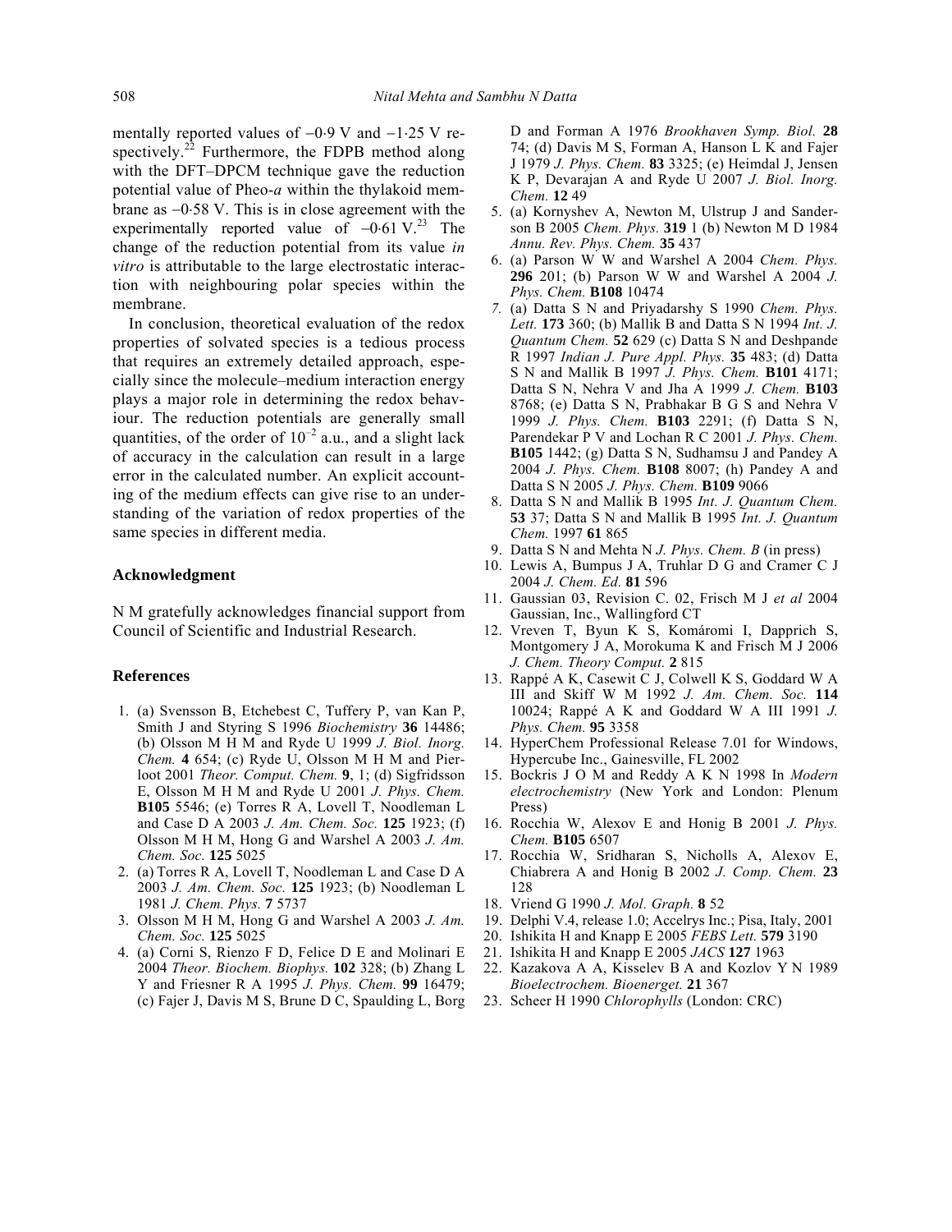mentally reported values of –0·9 V and –1·25 V respectively.[22] Furthermore, the FDPB method along with the DFT–DPCM technique gave the reduction potential value of Pheo-*a* within the thylakoid membrane as –0·58 V. This is in close agreement with the experimentally reported value of –0·61 V.[23] The change of the reduction potential from its value *in vitro* is attributable to the large electrostatic interaction with neighbouring polar species within the membrane.

In conclusion, theoretical evaluation of the redox properties of solvated species is a tedious process that requires an extremely detailed approach, especially since the molecule–medium interaction energy plays a major role in determining the redox behaviour. The reduction potentials are generally small quantities, of the order of $10^{-2}$ a.u., and a slight lack of accuracy in the calculation can result in a large error in the calculated number. An explicit accounting of the medium effects can give rise to an understanding of the variation of redox properties of the same species in different media.

## Acknowledgment

N M gratefully acknowledges financial support from Council of Scientific and Industrial Research.

## References

1. (a) Svensson B, Etchebest C, Tuffery P, van Kan P, Smith J and Styring S 1996 *Biochemistry* **36** 14486; (b) Olsson M H M and Ryde U 1999 *J. Biol. Inorg. Chem.* **4** 654; (c) Ryde U, Olsson M H M and Pierloot 2001 *Theor. Comput. Chem.* **9**, 1; (d) Sigfridsson E, Olsson M H M and Ryde U 2001 *J. Phys. Chem.* **B105** 5546; (e) Torres R A, Lovell T, Noodleman L and Case D A 2003 *J. Am. Chem. Soc.* **125** 1923; (f) Olsson M H M, Hong G and Warshel A 2003 *J. Am. Chem. Soc.* **125** 5025
2. (a) Torres R A, Lovell T, Noodleman L and Case D A 2003 *J. Am. Chem. Soc.* **125** 1923; (b) Noodleman L 1981 *J. Chem. Phys.* **7** 5737
3. Olsson M H M, Hong G and Warshel A 2003 *J. Am. Chem. Soc.* **125** 5025
4. (a) Corni S, Rienzo F D, Felice D E and Molinari E 2004 *Theor. Biochem. Biophys.* **102** 328; (b) Zhang L Y and Friesner R A 1995 *J. Phys. Chem.* **99** 16479; (c) Fajer J, Davis M S, Brune D C, Spaulding L, Borg D and Forman A 1976 *Brookhaven Symp. Biol.* **28** 74; (d) Davis M S, Forman A, Hanson L K and Fajer J 1979 *J. Phys. Chem.* **83** 3325; (e) Heimdal J, Jensen K P, Devarajan A and Ryde U 2007 *J. Biol. Inorg. Chem.* **12** 49
5. (a) Kornyshev A, Newton M, Ulstrup J and Sanderson B 2005 *Chem. Phys.* **319** 1 (b) Newton M D 1984 *Annu. Rev. Phys. Chem.* **35** 437
6. (a) Parson W W and Warshel A 2004 *Chem. Phys.* **296** 201; (b) Parson W W and Warshel A 2004 *J. Phys. Chem.* **B108** 10474
7. (a) Datta S N and Priyadarshy S 1990 *Chem. Phys. Lett.* **173** 360; (b) Mallik B and Datta S N 1994 *Int. J. Quantum Chem.* **52** 629 (c) Datta S N and Deshpande R 1997 *Indian J. Pure Appl. Phys.* **35** 483; (d) Datta S N and Mallik B 1997 *J. Phys. Chem.* **B101** 4171; Datta S N, Nehra V and Jha A 1999 *J. Chem.* **B103** 8768; (e) Datta S N, Prabhakar B G S and Nehra V 1999 *J. Phys. Chem.* **B103** 2291; (f) Datta S N, Parendekar P V and Lochan R C 2001 *J. Phys. Chem.* **B105** 1442; (g) Datta S N, Sudhamsu J and Pandey A 2004 *J. Phys. Chem.* **B108** 8007; (h) Pandey A and Datta S N 2005 *J. Phys. Chem.* **B109** 9066
8. Datta S N and Mallik B 1995 *Int. J. Quantum Chem.* **53** 37; Datta S N and Mallik B 1995 *Int. J. Quantum Chem.* 1997 **61** 865
9. Datta S N and Mehta N *J. Phys. Chem. B* (in press)
10. Lewis A, Bumpus J A, Truhlar D G and Cramer C J 2004 *J. Chem. Ed.* **81** 596
11. Gaussian 03, Revision C. 02, Frisch M J *et al* 2004 Gaussian, Inc., Wallingford CT
12. Vreven T, Byun K S, Komáromi I, Dapprich S, Montgomery J A, Morokuma K and Frisch M J 2006 *J. Chem. Theory Comput.* **2** 815
13. Rappé A K, Casewit C J, Colwell K S, Goddard W A III and Skiff W M 1992 *J. Am. Chem. Soc.* **114** 10024; Rappé A K and Goddard W A III 1991 *J. Phys. Chem.* **95** 3358
14. HyperChem Professional Release 7.01 for Windows, Hypercube Inc., Gainesville, FL 2002
15. Bockris J O M and Reddy A K N 1998 In *Modern electrochemistry* (New York and London: Plenum Press)
16. Rocchia W, Alexov E and Honig B 2001 *J. Phys. Chem.* **B105** 6507
17. Rocchia W, Sridharan S, Nicholls A, Alexov E, Chiabrera A and Honig B 2002 *J. Comp. Chem.* **23** 128
18. Vriend G 1990 *J. Mol. Graph.* **8** 52
19. Delphi V.4, release 1.0; Accelrys Inc.; Pisa, Italy, 2001
20. Ishikita H and Knapp E 2005 *FEBS Lett.* **579** 3190
21. Ishikita H and Knapp E 2005 *JACS* **127** 1963
22. Kazakova A A, Kisselev B A and Kozlov Y N 1989 *Bioelectrochem. Bioenerget.* **21** 367
23. Scheer H 1990 *Chlorophylls* (London: CRC)